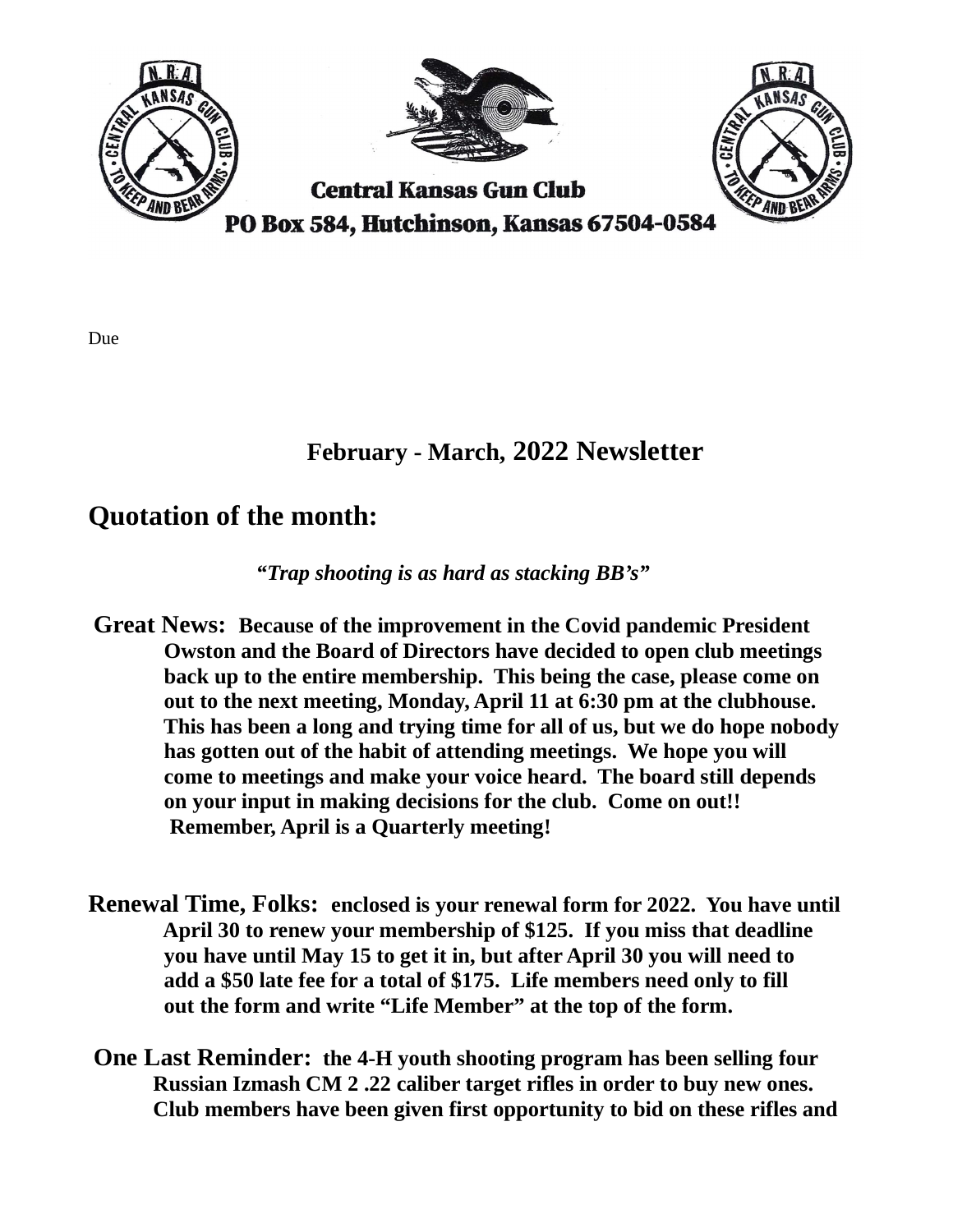**Central Kansas Gun Club**

**PO Box 584, Hutchinson, Kansas 67504-0584**

Due

## February - March, 2022 Newsletter

## Quotation of the month:

***"Trap shooting is as hard as stacking BB's"***

**Great News:** **Because of the improvement in the Covid pandemic President Owston and the Board of Directors have decided to open club meetings back up to the entire membership. This being the case, please come on out to the next meeting, Monday, April 11 at 6:30 pm at the clubhouse. This has been a long and trying time for all of us, but we do hope nobody has gotten out of the habit of attending meetings. We hope you will come to meetings and make your voice heard. The board still depends on your input in making decisions for the club. Come on out!! Remember, April is a Quarterly meeting!**

**Renewal Time, Folks:** **enclosed is your renewal form for 2022. You have until April 30 to renew your membership of $125. If you miss that deadline you have until May 15 to get it in, but after April 30 you will need to add a $50 late fee for a total of $175. Life members need only to fill out the form and write "Life Member" at the top of the form.**

**One Last Reminder:** **the 4-H youth shooting program has been selling four Russian Izmash CM 2 .22 caliber target rifles in order to buy new ones. Club members have been given first opportunity to bid on these rifles and**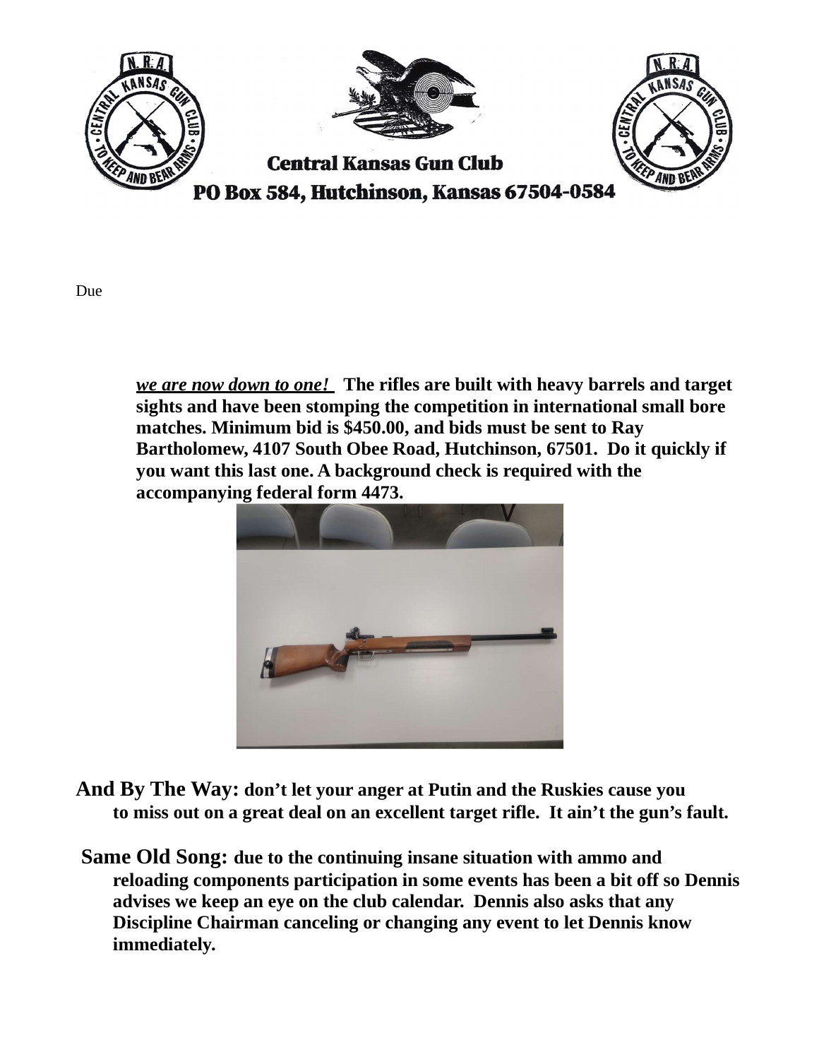**Central Kansas Gun Club**

**PO Box 584, Hutchinson, Kansas 67504-0584**

Due

***we are now down to one!*** **The rifles are built with heavy barrels and target sights and have been stomping the competition in international small bore matches. Minimum bid is $450.00, and bids must be sent to Ray Bartholomew, 4107 South Obee Road, Hutchinson, 67501. Do it quickly if you want this last one. A background check is required with the accompanying federal form 4473.**

**And By The Way:** **don't let your anger at Putin and the Ruskies cause you to miss out on a great deal on an excellent target rifle. It ain't the gun's fault.**

**Same Old Song:** **due to the continuing insane situation with ammo and reloading components participation in some events has been a bit off so Dennis advises we keep an eye on the club calendar. Dennis also asks that any Discipline Chairman canceling or changing any event to let Dennis know immediately.**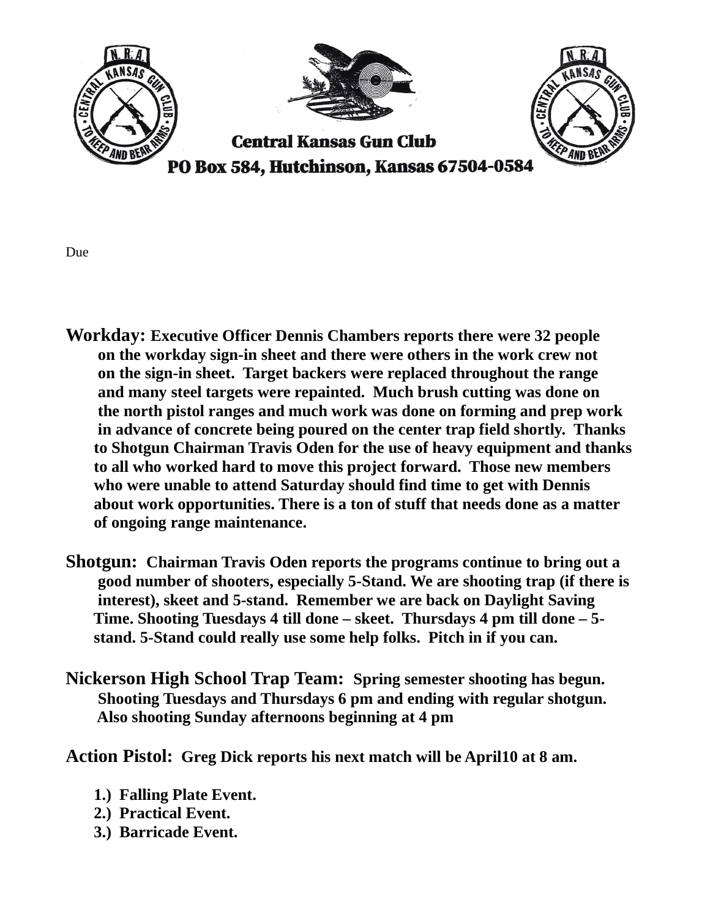**Central Kansas Gun Club**

**PO Box 584, Hutchinson, Kansas 67504-0584**

Due

**Workday:** **Executive Officer Dennis Chambers reports there were 32 people on the workday sign-in sheet and there were others in the work crew not on the sign-in sheet. Target backers were replaced throughout the range and many steel targets were repainted. Much brush cutting was done on the north pistol ranges and much work was done on forming and prep work in advance of concrete being poured on the center trap field shortly. Thanks to Shotgun Chairman Travis Oden for the use of heavy equipment and thanks to all who worked hard to move this project forward. Those new members who were unable to attend Saturday should find time to get with Dennis about work opportunities. There is a ton of stuff that needs done as a matter of ongoing range maintenance.**

**Shotgun:** **Chairman Travis Oden reports the programs continue to bring out a good number of shooters, especially 5-Stand. We are shooting trap (if there is interest), skeet and 5-stand. Remember we are back on Daylight Saving Time. Shooting Tuesdays 4 till done – skeet. Thursdays 4 pm till done – 5-stand. 5-Stand could really use some help folks. Pitch in if you can.**

**Nickerson High School Trap Team:** **Spring semester shooting has begun. Shooting Tuesdays and Thursdays 6 pm and ending with regular shotgun. Also shooting Sunday afternoons beginning at 4 pm**

**Action Pistol:** **Greg Dick reports his next match will be April10 at 8 am.**

1. **Falling Plate Event.**
2. **Practical Event.**
3. **Barricade Event.**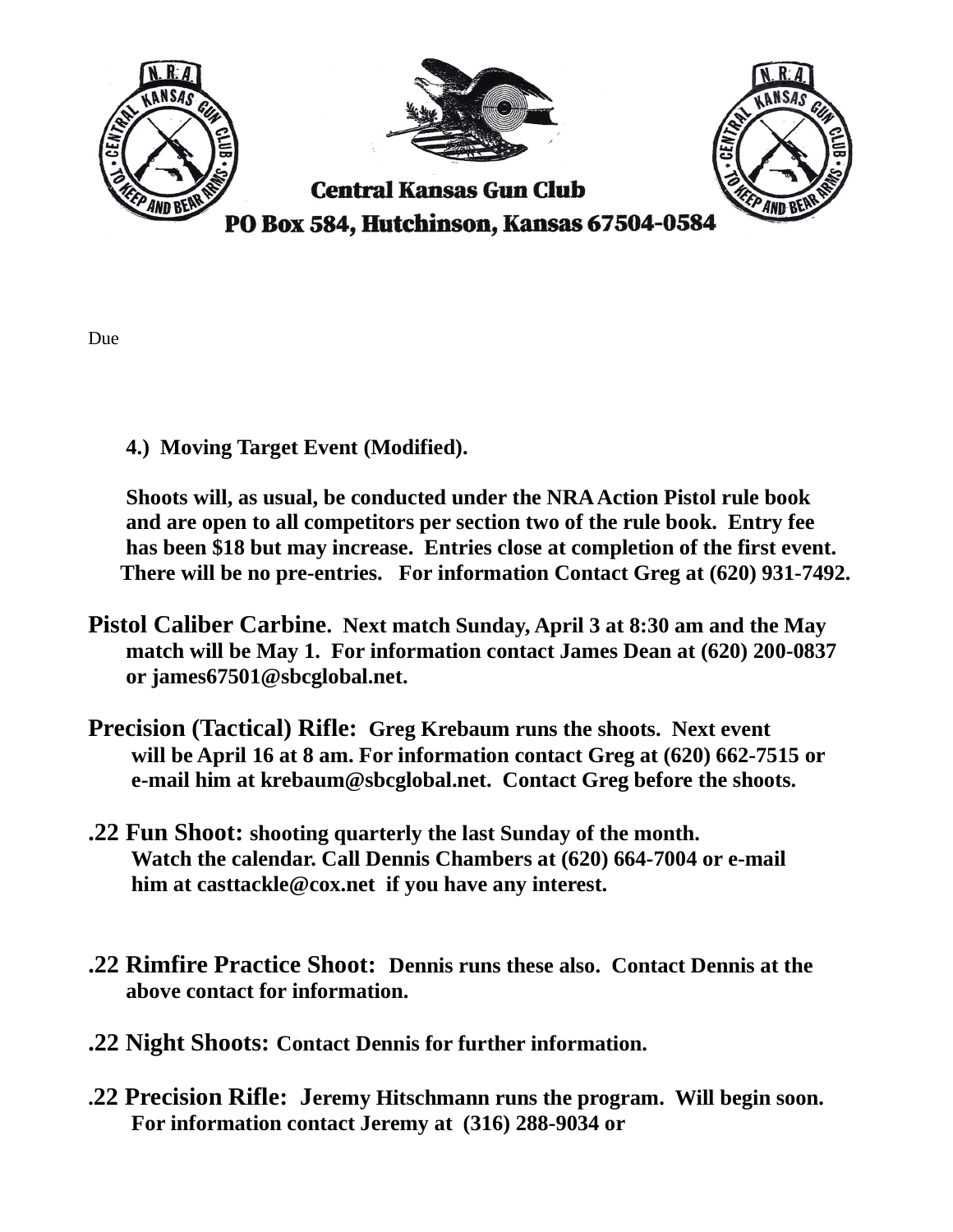**Central Kansas Gun Club**

**PO Box 584, Hutchinson, Kansas 67504-0584**

Due

**4.) Moving Target Event (Modified).**

**Shoots will, as usual, be conducted under the NRA Action Pistol rule book and are open to all competitors per section two of the rule book. Entry fee has been $18 but may increase. Entries close at completion of the first event. There will be no pre-entries. For information Contact Greg at (620) 931-7492.**

**Pistol Caliber Carbine. Next match Sunday, April 3 at 8:30 am and the May match will be May 1. For information contact James Dean at (620) 200-0837 or james67501@sbcglobal.net.**

**Precision (Tactical) Rifle: Greg Krebaum runs the shoots. Next event will be April 16 at 8 am. For information contact Greg at (620) 662-7515 or e-mail him at krebaum@sbcglobal.net. Contact Greg before the shoots.**

**.22 Fun Shoot: shooting quarterly the last Sunday of the month. Watch the calendar. Call Dennis Chambers at (620) 664-7004 or e-mail him at casttackle@cox.net if you have any interest.**

**.22 Rimfire Practice Shoot: Dennis runs these also. Contact Dennis at the above contact for information.**

**.22 Night Shoots: Contact Dennis for further information.**

**.22 Precision Rifle: Jeremy Hitschmann runs the program. Will begin soon. For information contact Jeremy at (316) 288-9034 or**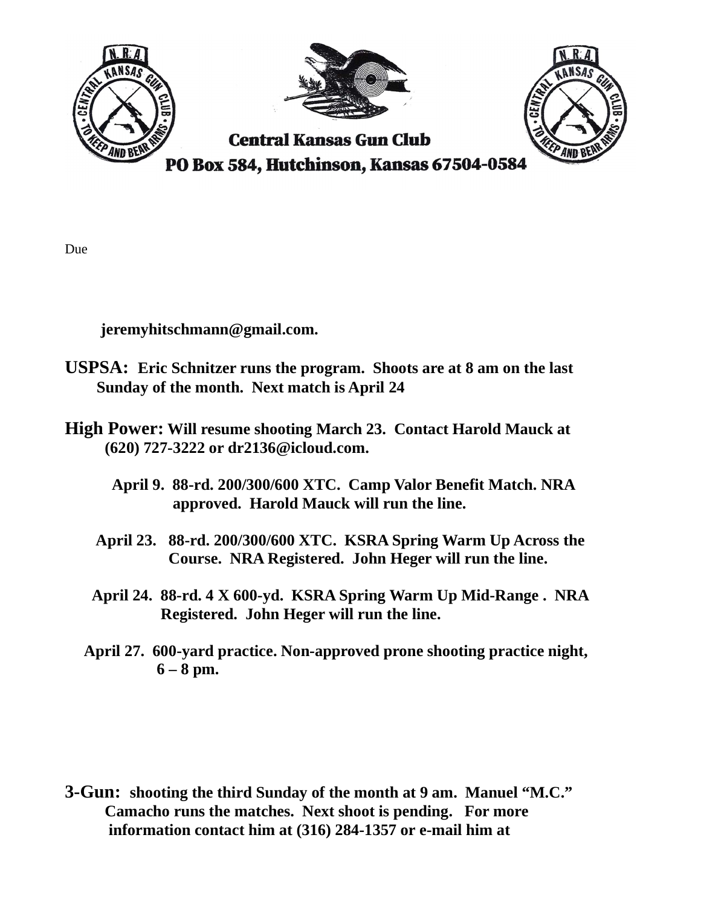**Central Kansas Gun Club**

**PO Box 584, Hutchinson, Kansas 67504-0584**

Due

**jeremyhitschmann@gmail.com.**

**USPSA:** **Eric Schnitzer runs the program. Shoots are at 8 am on the last Sunday of the month. Next match is April 24**

**High Power:** **Will resume shooting March 23. Contact Harold Mauck at (620) 727-3222 or dr2136@icloud.com.**

**April 9. 88-rd. 200/300/600 XTC. Camp Valor Benefit Match. NRA approved. Harold Mauck will run the line.**

**April 23. 88-rd. 200/300/600 XTC. KSRA Spring Warm Up Across the Course. NRA Registered. John Heger will run the line.**

**April 24. 88-rd. 4 X 600-yd. KSRA Spring Warm Up Mid-Range . NRA Registered. John Heger will run the line.**

**April 27. 600-yard practice. Non-approved prone shooting practice night, 6 – 8 pm.**

**3-Gun:** **shooting the third Sunday of the month at 9 am. Manuel "M.C." Camacho runs the matches. Next shoot is pending. For more information contact him at (316) 284-1357 or e-mail him at**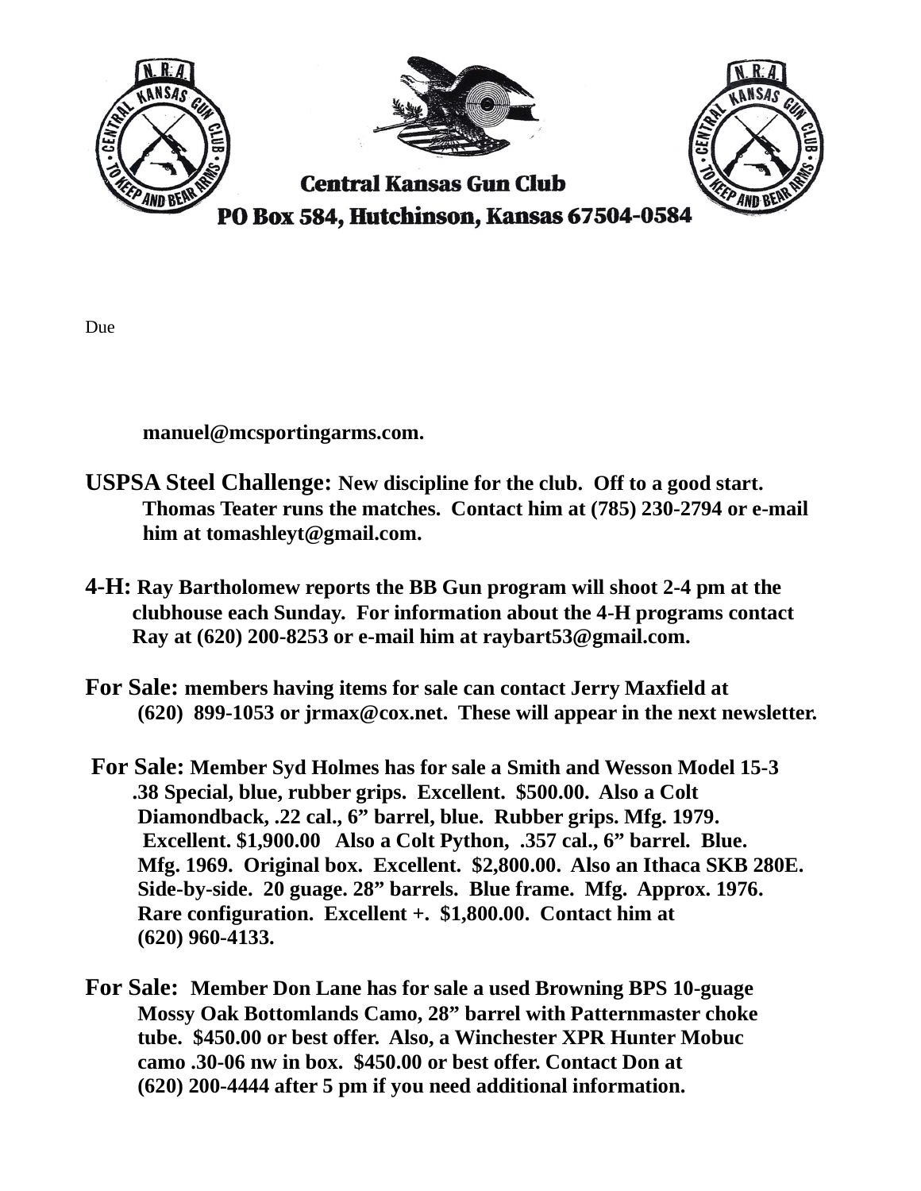**Central Kansas Gun Club**

**PO Box 584, Hutchinson, Kansas 67504-0584**

Due

**manuel@mcsportingarms.com.**

**USPSA Steel Challenge: New discipline for the club. Off to a good start. Thomas Teater runs the matches. Contact him at (785) 230-2794 or e-mail him at tomashleyt@gmail.com.**

**4-H: Ray Bartholomew reports the BB Gun program will shoot 2-4 pm at the clubhouse each Sunday. For information about the 4-H programs contact Ray at (620) 200-8253 or e-mail him at raybart53@gmail.com.**

**For Sale: members having items for sale can contact Jerry Maxfield at (620) 899-1053 or jrmax@cox.net. These will appear in the next newsletter.**

**For Sale: Member Syd Holmes has for sale a Smith and Wesson Model 15-3 .38 Special, blue, rubber grips. Excellent. $500.00. Also a Colt Diamondback, .22 cal., 6" barrel, blue. Rubber grips. Mfg. 1979. Excellent. $1,900.00 Also a Colt Python, .357 cal., 6" barrel. Blue. Mfg. 1969. Original box. Excellent. $2,800.00. Also an Ithaca SKB 280E. Side-by-side. 20 guage. 28" barrels. Blue frame. Mfg. Approx. 1976. Rare configuration. Excellent +. $1,800.00. Contact him at (620) 960-4133.**

**For Sale: Member Don Lane has for sale a used Browning BPS 10-guage Mossy Oak Bottomlands Camo, 28" barrel with Patternmaster choke tube. $450.00 or best offer. Also, a Winchester XPR Hunter Mobuc camo .30-06 nw in box. $450.00 or best offer. Contact Don at (620) 200-4444 after 5 pm if you need additional information.**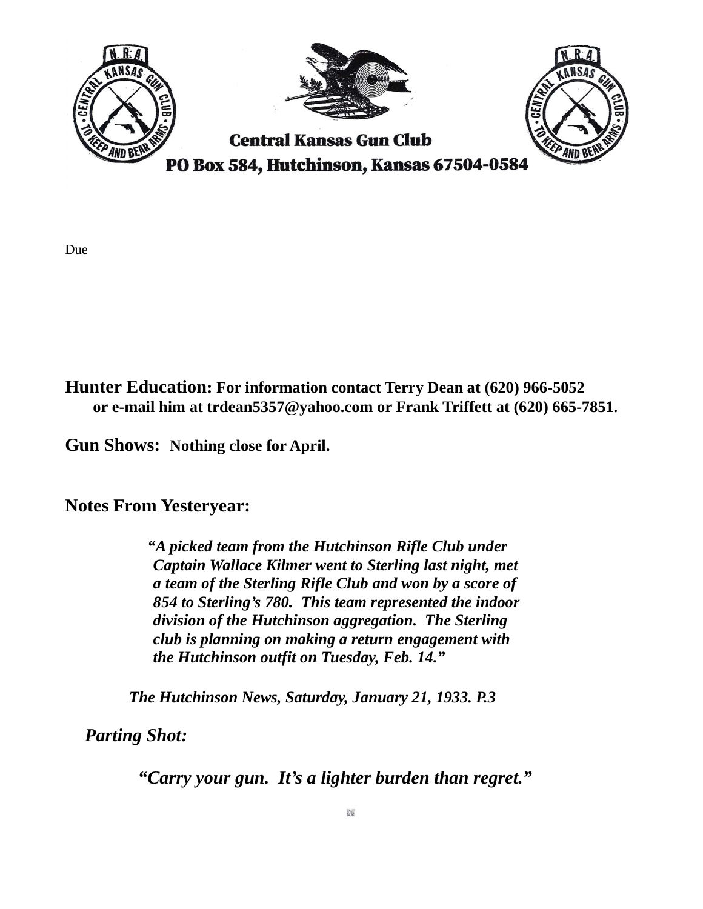**Central Kansas Gun Club**
**PO Box 584, Hutchinson, Kansas 67504-0584**

Due

**Hunter Education: For information contact Terry Dean at (620) 966-5052 or e-mail him at trdean5357@yahoo.com or Frank Triffett at (620) 665-7851.**

**Gun Shows: Nothing close for April.**

**Notes From Yesteryear:**

> ***"A picked team from the Hutchinson Rifle Club under Captain Wallace Kilmer went to Sterling last night, met a team of the Sterling Rifle Club and won by a score of 854 to Sterling's 780. This team represented the indoor division of the Hutchinson aggregation. The Sterling club is planning on making a return engagement with the Hutchinson outfit on Tuesday, Feb. 14."***

***The Hutchinson News, Saturday, January 21, 1933. P.3***

***Parting Shot:***

***"Carry your gun. It's a lighter burden than regret."***